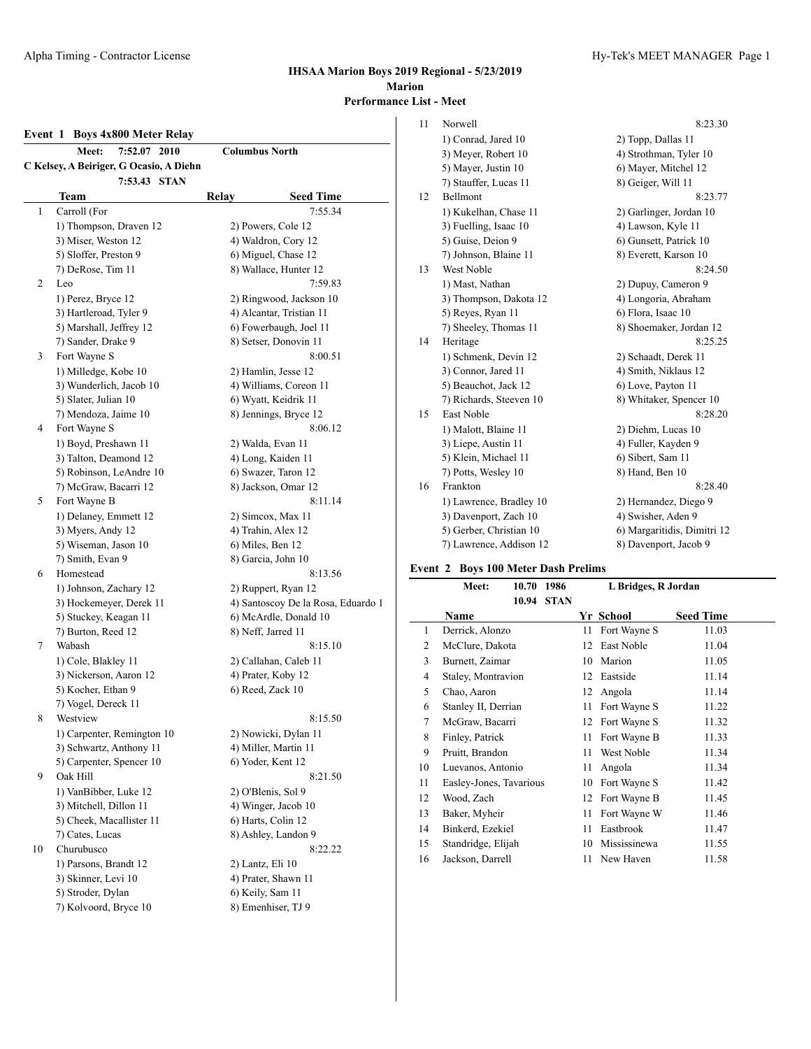# IHSAA Marion Boys 2019 Regional - 5/23/2019

**Marion**

**Performance List - Meet**

## Event 1 Boys 4x800 Meter Relay

**Meet: 7:52.07 2010 Columbus North**
**C Kelsey, A Beiriger, G Ocasio, A Diehn**
**7:53.43 STAN**

| | Team | Relay | Seed Time |
|---|---|---|---|
| 1 | Carroll (For | | 7:55.34 |
| | 1) Thompson, Draven 12 | 2) Powers, Cole 12 | |
| | 3) Miser, Weston 12 | 4) Waldron, Cory 12 | |
| | 5) Sloffer, Preston 9 | 6) Miguel, Chase 12 | |
| | 7) DeRose, Tim 11 | 8) Wallace, Hunter 12 | |
| 2 | Leo | | 7:59.83 |
| | 1) Perez, Bryce 12 | 2) Ringwood, Jackson 10 | |
| | 3) Hartleroad, Tyler 9 | 4) Alcantar, Tristian 11 | |
| | 5) Marshall, Jeffrey 12 | 6) Fowerbaugh, Joel 11 | |
| | 7) Sander, Drake 9 | 8) Setser, Donovin 11 | |
| 3 | Fort Wayne S | | 8:00.51 |
| | 1) Milledge, Kobe 10 | 2) Hamlin, Jesse 12 | |
| | 3) Wunderlich, Jacob 10 | 4) Williams, Coreon 11 | |
| | 5) Slater, Julian 10 | 6) Wyatt, Keidrik 11 | |
| | 7) Mendoza, Jaime 10 | 8) Jennings, Bryce 12 | |
| 4 | Fort Wayne S | | 8:06.12 |
| | 1) Boyd, Preshawn 11 | 2) Walda, Evan 11 | |
| | 3) Talton, Deamond 12 | 4) Long, Kaiden 11 | |
| | 5) Robinson, LeAndre 10 | 6) Swazer, Taron 12 | |
| | 7) McGraw, Bacarri 12 | 8) Jackson, Omar 12 | |
| 5 | Fort Wayne B | | 8:11.14 |
| | 1) Delaney, Emmett 12 | 2) Simcox, Max 11 | |
| | 3) Myers, Andy 12 | 4) Trahin, Alex 12 | |
| | 5) Wiseman, Jason 10 | 6) Miles, Ben 12 | |
| | 7) Smith, Evan 9 | 8) Garcia, John 10 | |
| 6 | Homestead | | 8:13.56 |
| | 1) Johnson, Zachary 12 | 2) Ruppert, Ryan 12 | |
| | 3) Hockemeyer, Derek 11 | 4) Santoscoy De la Rosa, Eduardo 1 | |
| | 5) Stuckey, Keagan 11 | 6) McArdle, Donald 10 | |
| | 7) Burton, Reed 12 | 8) Neff, Jarred 11 | |
| 7 | Wabash | | 8:15.10 |
| | 1) Cole, Blakley 11 | 2) Callahan, Caleb 11 | |
| | 3) Nickerson, Aaron 12 | 4) Prater, Koby 12 | |
| | 5) Kocher, Ethan 9 | 6) Reed, Zack 10 | |
| | 7) Vogel, Dereck 11 | | |
| 8 | Westview | | 8:15.50 |
| | 1) Carpenter, Remington 10 | 2) Nowicki, Dylan 11 | |
| | 3) Schwartz, Anthony 11 | 4) Miller, Martin 11 | |
| | 5) Carpenter, Spencer 10 | 6) Yoder, Kent 12 | |
| 9 | Oak Hill | | 8:21.50 |
| | 1) VanBibber, Luke 12 | 2) O'Blenis, Sol 9 | |
| | 3) Mitchell, Dillon 11 | 4) Winger, Jacob 10 | |
| | 5) Cheek, Macallister 11 | 6) Harts, Colin 12 | |
| | 7) Cates, Lucas | 8) Ashley, Landon 9 | |
| 10 | Churubusco | | 8:22.22 |
| | 1) Parsons, Brandt 12 | 2) Lantz, Eli 10 | |
| | 3) Skinner, Levi 10 | 4) Prater, Shawn 11 | |
| | 5) Stroder, Dylan | 6) Keily, Sam 11 | |
| | 7) Kolvoord, Bryce 10 | 8) Emenhiser, TJ 9 | |
| 11 | Norwell | | 8:23.30 |
| | 1) Conrad, Jared 10 | 2) Topp, Dallas 11 | |
| | 3) Meyer, Robert 10 | 4) Strothman, Tyler 10 | |
| | 5) Mayer, Justin 10 | 6) Mayer, Mitchel 12 | |
| | 7) Stauffer, Lucas 11 | 8) Geiger, Will 11 | |
| 12 | Bellmont | | 8:23.77 |
| | 1) Kukelhan, Chase 11 | 2) Garlinger, Jordan 10 | |
| | 3) Fuelling, Isaac 10 | 4) Lawson, Kyle 11 | |
| | 5) Guise, Deion 9 | 6) Gunsett, Patrick 10 | |
| | 7) Johnson, Blaine 11 | 8) Everett, Karson 10 | |
| 13 | West Noble | | 8:24.50 |
| | 1) Mast, Nathan | 2) Dupuy, Cameron 9 | |
| | 3) Thompson, Dakota 12 | 4) Longoria, Abraham | |
| | 5) Reyes, Ryan 11 | 6) Flora, Isaac 10 | |
| | 7) Sheeley, Thomas 11 | 8) Shoemaker, Jordan 12 | |
| 14 | Heritage | | 8:25.25 |
| | 1) Schmenk, Devin 12 | 2) Schaadt, Derek 11 | |
| | 3) Connor, Jared 11 | 4) Smith, Niklaus 12 | |
| | 5) Beauchot, Jack 12 | 6) Love, Payton 11 | |
| | 7) Richards, Steeven 10 | 8) Whitaker, Spencer 10 | |
| 15 | East Noble | | 8:28.20 |
| | 1) Malott, Blaine 11 | 2) Diehm, Lucas 10 | |
| | 3) Liepe, Austin 11 | 4) Fuller, Kayden 9 | |
| | 5) Klein, Michael 11 | 6) Sibert, Sam 11 | |
| | 7) Potts, Wesley 10 | 8) Hand, Ben 10 | |
| 16 | Frankton | | 8:28.40 |
| | 1) Lawrence, Bradley 10 | 2) Hernandez, Diego 9 | |
| | 3) Davenport, Zach 10 | 4) Swisher, Aden 9 | |
| | 5) Gerber, Christian 10 | 6) Margaritidis, Dimitri 12 | |
| | 7) Lawrence, Addison 12 | 8) Davenport, Jacob 9 | |

## Event 2 Boys 100 Meter Dash Prelims

**Meet: 10.70 1986 L Bridges, R Jordan**
**10.94 STAN**

| | Name | Yr | School | Seed Time |
|---|---|---|---|---|
| 1 | Derrick, Alonzo | 11 | Fort Wayne S | 11.03 |
| 2 | McClure, Dakota | 12 | East Noble | 11.04 |
| 3 | Burnett, Zaimar | 10 | Marion | 11.05 |
| 4 | Staley, Montravion | 12 | Eastside | 11.14 |
| 5 | Chao, Aaron | 12 | Angola | 11.14 |
| 6 | Stanley II, Derrian | 11 | Fort Wayne S | 11.22 |
| 7 | McGraw, Bacarri | 12 | Fort Wayne S | 11.32 |
| 8 | Finley, Patrick | 11 | Fort Wayne B | 11.33 |
| 9 | Pruitt, Brandon | 11 | West Noble | 11.34 |
| 10 | Luevanos, Antonio | 11 | Angola | 11.34 |
| 11 | Easley-Jones, Tavarious | 10 | Fort Wayne S | 11.42 |
| 12 | Wood, Zach | 12 | Fort Wayne B | 11.45 |
| 13 | Baker, Myheir | 11 | Fort Wayne W | 11.46 |
| 14 | Binkerd, Ezekiel | 11 | Eastbrook | 11.47 |
| 15 | Standridge, Elijah | 10 | Mississinewa | 11.55 |
| 16 | Jackson, Darrell | 11 | New Haven | 11.58 |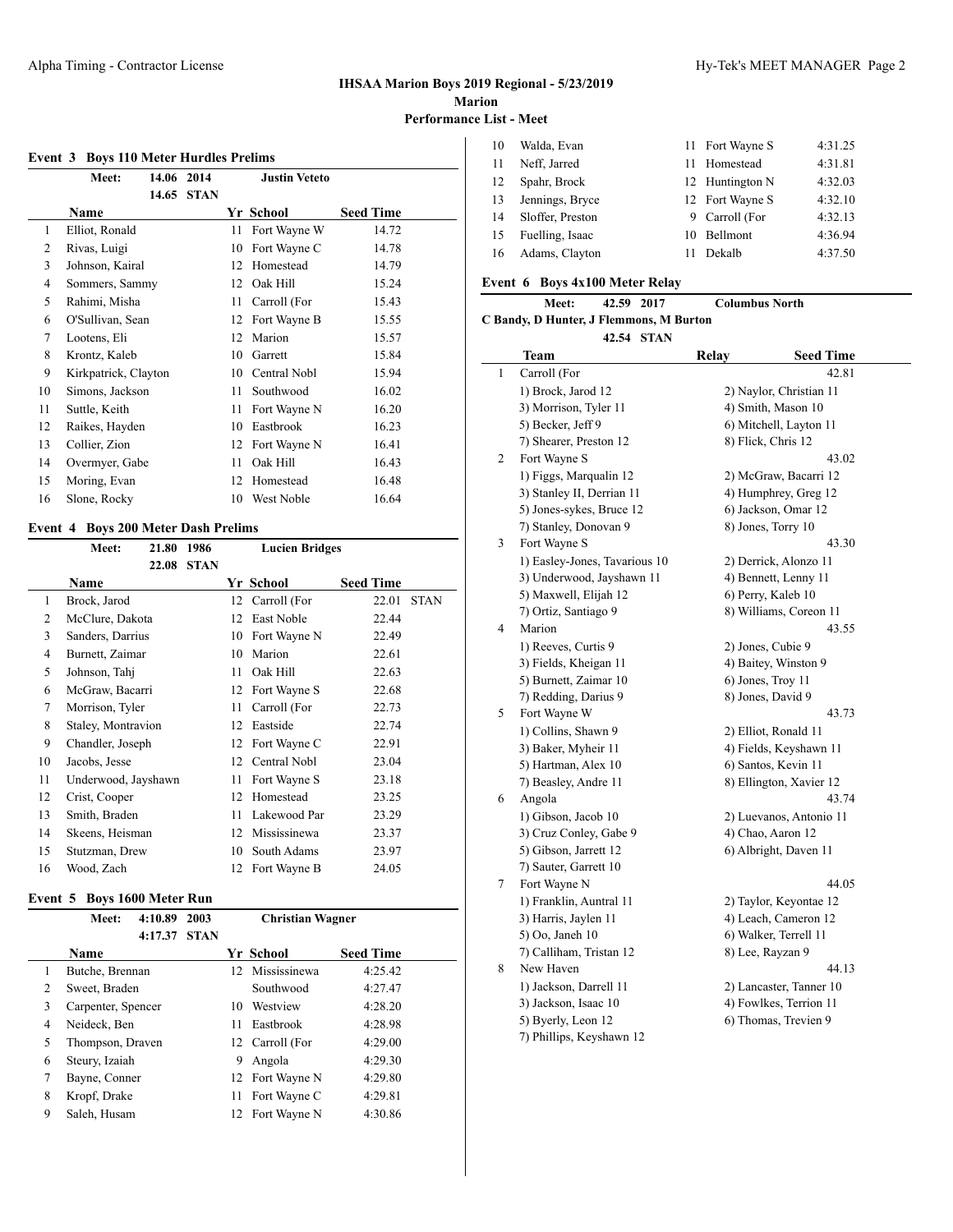# IHSAA Marion Boys 2019 Regional - 5/23/2019

**Marion**

**Performance List - Meet**

## Event 3 Boys 110 Meter Hurdles Prelims

| Meet: | 14.06 | 2014 | Justin Veteto |
|---|---|---|---|
| | 14.65 | STAN | |

| | Name | Yr | School | Seed Time |
|---|---|---|---|---|
| 1 | Elliot, Ronald | 11 | Fort Wayne W | 14.72 |
| 2 | Rivas, Luigi | 10 | Fort Wayne C | 14.78 |
| 3 | Johnson, Kairal | 12 | Homestead | 14.79 |
| 4 | Sommers, Sammy | 12 | Oak Hill | 15.24 |
| 5 | Rahimi, Misha | 11 | Carroll (For | 15.43 |
| 6 | O'Sullivan, Sean | 12 | Fort Wayne B | 15.55 |
| 7 | Lootens, Eli | 12 | Marion | 15.57 |
| 8 | Krontz, Kaleb | 10 | Garrett | 15.84 |
| 9 | Kirkpatrick, Clayton | 10 | Central Nobl | 15.94 |
| 10 | Simons, Jackson | 11 | Southwood | 16.02 |
| 11 | Suttle, Keith | 11 | Fort Wayne N | 16.20 |
| 12 | Raikes, Hayden | 10 | Eastbrook | 16.23 |
| 13 | Collier, Zion | 12 | Fort Wayne N | 16.41 |
| 14 | Overmyer, Gabe | 11 | Oak Hill | 16.43 |
| 15 | Moring, Evan | 12 | Homestead | 16.48 |
| 16 | Slone, Rocky | 10 | West Noble | 16.64 |

## Event 4 Boys 200 Meter Dash Prelims

| Meet: | 21.80 | 1986 | Lucien Bridges |
|---|---|---|---|
| | 22.08 | STAN | |

| | Name | Yr | School | Seed Time | |
|---|---|---|---|---|---|
| 1 | Brock, Jarod | 12 | Carroll (For | 22.01 | STAN |
| 2 | McClure, Dakota | 12 | East Noble | 22.44 | |
| 3 | Sanders, Darrius | 10 | Fort Wayne N | 22.49 | |
| 4 | Burnett, Zaimar | 10 | Marion | 22.61 | |
| 5 | Johnson, Tahj | 11 | Oak Hill | 22.63 | |
| 6 | McGraw, Bacarri | 12 | Fort Wayne S | 22.68 | |
| 7 | Morrison, Tyler | 11 | Carroll (For | 22.73 | |
| 8 | Staley, Montravion | 12 | Eastside | 22.74 | |
| 9 | Chandler, Joseph | 12 | Fort Wayne C | 22.91 | |
| 10 | Jacobs, Jesse | 12 | Central Nobl | 23.04 | |
| 11 | Underwood, Jayshawn | 11 | Fort Wayne S | 23.18 | |
| 12 | Crist, Cooper | 12 | Homestead | 23.25 | |
| 13 | Smith, Braden | 11 | Lakewood Par | 23.29 | |
| 14 | Skeens, Heisman | 12 | Mississinewa | 23.37 | |
| 15 | Stutzman, Drew | 10 | South Adams | 23.97 | |
| 16 | Wood, Zach | 12 | Fort Wayne B | 24.05 | |

## Event 5 Boys 1600 Meter Run

| Meet: | 4:10.89 | 2003 | Christian Wagner |
|---|---|---|---|
| | 4:17.37 | STAN | |

| | Name | Yr | School | Seed Time |
|---|---|---|---|---|
| 1 | Butche, Brennan | 12 | Mississinewa | 4:25.42 |
| 2 | Sweet, Braden | | Southwood | 4:27.47 |
| 3 | Carpenter, Spencer | 10 | Westview | 4:28.20 |
| 4 | Neideck, Ben | 11 | Eastbrook | 4:28.98 |
| 5 | Thompson, Draven | 12 | Carroll (For | 4:29.00 |
| 6 | Steury, Izaiah | 9 | Angola | 4:29.30 |
| 7 | Bayne, Conner | 12 | Fort Wayne N | 4:29.80 |
| 8 | Kropf, Drake | 11 | Fort Wayne C | 4:29.81 |
| 9 | Saleh, Husam | 12 | Fort Wayne N | 4:30.86 |
| 10 | Walda, Evan | 11 | Fort Wayne S | 4:31.25 |
| 11 | Neff, Jarred | 11 | Homestead | 4:31.81 |
| 12 | Spahr, Brock | 12 | Huntington N | 4:32.03 |
| 13 | Jennings, Bryce | 12 | Fort Wayne S | 4:32.10 |
| 14 | Sloffer, Preston | 9 | Carroll (For | 4:32.13 |
| 15 | Fuelling, Isaac | 10 | Bellmont | 4:36.94 |
| 16 | Adams, Clayton | 11 | Dekalb | 4:37.50 |

## Event 6 Boys 4x100 Meter Relay

| Meet: | 42.59 | 2017 | Columbus North |
|---|---|---|---|
| C Bandy, D Hunter, J Flemmons, M Burton | | | |
| | 42.54 | STAN | |

| | Team | Relay | Seed Time |
|---|---|---|---|
| 1 | Carroll (For | | 42.81 |
| | 1) Brock, Jarod 12 | 2) Naylor, Christian 11 | |
| | 3) Morrison, Tyler 11 | 4) Smith, Mason 10 | |
| | 5) Becker, Jeff 9 | 6) Mitchell, Layton 11 | |
| | 7) Shearer, Preston 12 | 8) Flick, Chris 12 | |
| 2 | Fort Wayne S | | 43.02 |
| | 1) Figgs, Marqualin 12 | 2) McGraw, Bacarri 12 | |
| | 3) Stanley II, Derrian 11 | 4) Humphrey, Greg 12 | |
| | 5) Jones-sykes, Bruce 12 | 6) Jackson, Omar 12 | |
| | 7) Stanley, Donovan 9 | 8) Jones, Torry 10 | |
| 3 | Fort Wayne S | | 43.30 |
| | 1) Easley-Jones, Tavarious 10 | 2) Derrick, Alonzo 11 | |
| | 3) Underwood, Jayshawn 11 | 4) Bennett, Lenny 11 | |
| | 5) Maxwell, Elijah 12 | 6) Perry, Kaleb 10 | |
| | 7) Ortiz, Santiago 9 | 8) Williams, Coreon 11 | |
| 4 | Marion | | 43.55 |
| | 1) Reeves, Curtis 9 | 2) Jones, Cubie 9 | |
| | 3) Fields, Kheigan 11 | 4) Baitey, Winston 9 | |
| | 5) Burnett, Zaimar 10 | 6) Jones, Troy 11 | |
| | 7) Redding, Darius 9 | 8) Jones, David 9 | |
| 5 | Fort Wayne W | | 43.73 |
| | 1) Collins, Shawn 9 | 2) Elliot, Ronald 11 | |
| | 3) Baker, Myheir 11 | 4) Fields, Keyshawn 11 | |
| | 5) Hartman, Alex 10 | 6) Santos, Kevin 11 | |
| | 7) Beasley, Andre 11 | 8) Ellington, Xavier 12 | |
| 6 | Angola | | 43.74 |
| | 1) Gibson, Jacob 10 | 2) Luevanos, Antonio 11 | |
| | 3) Cruz Conley, Gabe 9 | 4) Chao, Aaron 12 | |
| | 5) Gibson, Jarrett 12 | 6) Albright, Daven 11 | |
| | 7) Sauter, Garrett 10 | | |
| 7 | Fort Wayne N | | 44.05 |
| | 1) Franklin, Auntral 11 | 2) Taylor, Keyontae 12 | |
| | 3) Harris, Jaylen 11 | 4) Leach, Cameron 12 | |
| | 5) Oo, Janeh 10 | 6) Walker, Terrell 11 | |
| | 7) Calliham, Tristan 12 | 8) Lee, Rayzan 9 | |
| 8 | New Haven | | 44.13 |
| | 1) Jackson, Darrell 11 | 2) Lancaster, Tanner 10 | |
| | 3) Jackson, Isaac 10 | 4) Fowlkes, Terrion 11 | |
| | 5) Byerly, Leon 12 | 6) Thomas, Trevien 9 | |
| | 7) Phillips, Keyshawn 12 | | |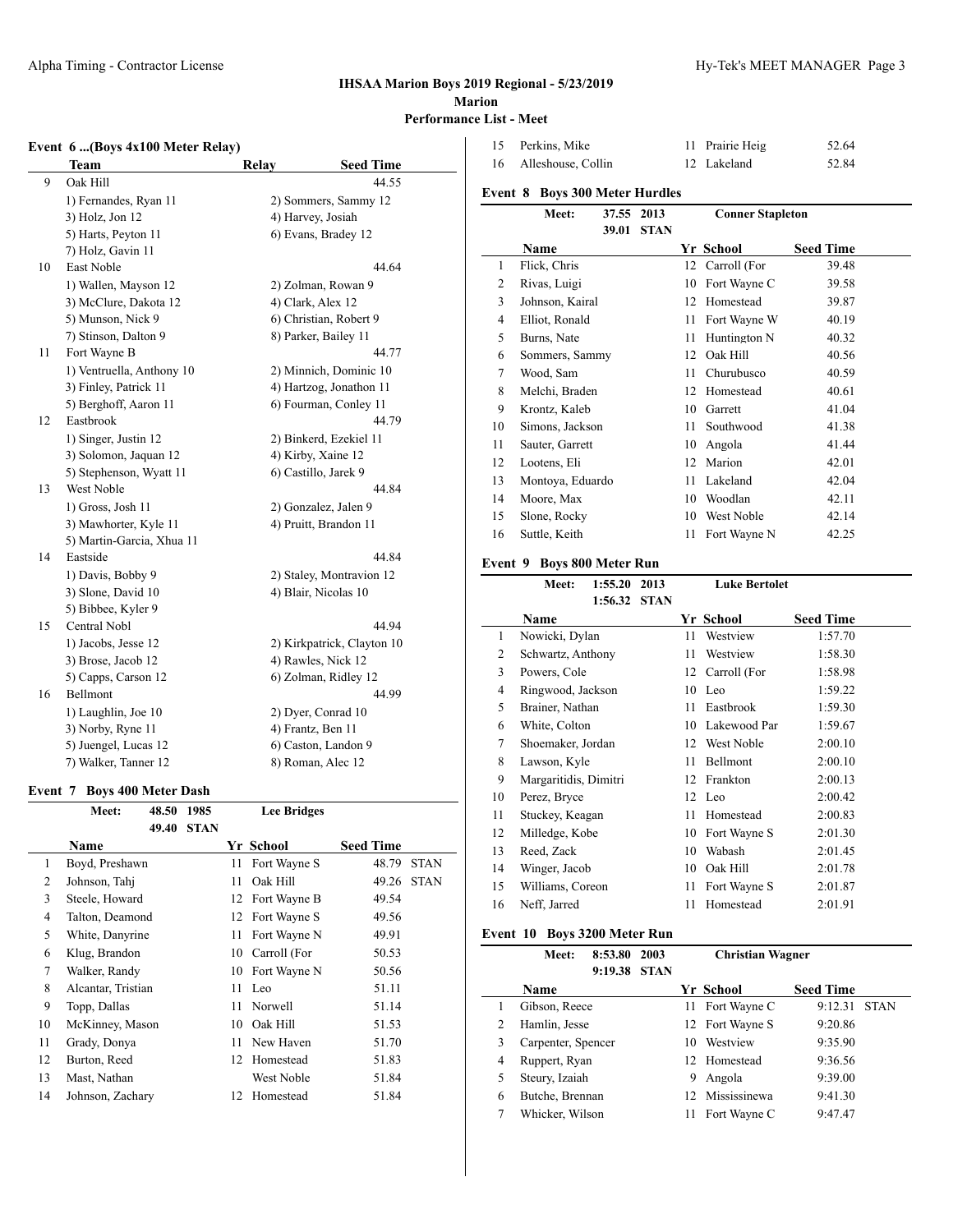## IHSAA Marion Boys 2019 Regional - 5/23/2019

**Marion**

**Performance List - Meet**

### Event 6 ...(Boys 4x100 Meter Relay)

| | Team | Relay | Seed Time |
|---|---|---|---|
| 9 | Oak Hill | | 44.55 |
| | 1) Fernandes, Ryan 11 | 2) Sommers, Sammy 12 | |
| | 3) Holz, Jon 12 | 4) Harvey, Josiah | |
| | 5) Harts, Peyton 11 | 6) Evans, Bradey 12 | |
| | 7) Holz, Gavin 11 | | |
| 10 | East Noble | | 44.64 |
| | 1) Wallen, Mayson 12 | 2) Zolman, Rowan 9 | |
| | 3) McClure, Dakota 12 | 4) Clark, Alex 12 | |
| | 5) Munson, Nick 9 | 6) Christian, Robert 9 | |
| | 7) Stinson, Dalton 9 | 8) Parker, Bailey 11 | |
| 11 | Fort Wayne B | | 44.77 |
| | 1) Ventruella, Anthony 10 | 2) Minnich, Dominic 10 | |
| | 3) Finley, Patrick 11 | 4) Hartzog, Jonathon 11 | |
| | 5) Berghoff, Aaron 11 | 6) Fourman, Conley 11 | |
| 12 | Eastbrook | | 44.79 |
| | 1) Singer, Justin 12 | 2) Binkerd, Ezekiel 11 | |
| | 3) Solomon, Jaquan 12 | 4) Kirby, Xaine 12 | |
| | 5) Stephenson, Wyatt 11 | 6) Castillo, Jarek 9 | |
| 13 | West Noble | | 44.84 |
| | 1) Gross, Josh 11 | 2) Gonzalez, Jalen 9 | |
| | 3) Mawhorter, Kyle 11 | 4) Pruitt, Brandon 11 | |
| | 5) Martin-Garcia, Xhua 11 | | |
| 14 | Eastside | | 44.84 |
| | 1) Davis, Bobby 9 | 2) Staley, Montravion 12 | |
| | 3) Slone, David 10 | 4) Blair, Nicolas 10 | |
| | 5) Bibbee, Kyler 9 | | |
| 15 | Central Nobl | | 44.94 |
| | 1) Jacobs, Jesse 12 | 2) Kirkpatrick, Clayton 10 | |
| | 3) Brose, Jacob 12 | 4) Rawles, Nick 12 | |
| | 5) Capps, Carson 12 | 6) Zolman, Ridley 12 | |
| 16 | Bellmont | | 44.99 |
| | 1) Laughlin, Joe 10 | 2) Dyer, Conrad 10 | |
| | 3) Norby, Ryne 11 | 4) Frantz, Ben 11 | |
| | 5) Juengel, Lucas 12 | 6) Caston, Landon 9 | |
| | 7) Walker, Tanner 12 | 8) Roman, Alec 12 | |

### Event 7 Boys 400 Meter Dash

Meet: 48.50 1985 Lee Bridges
49.40 STAN

| | Name | Yr | School | Seed Time | |
|---|---|---|---|---|---|
| 1 | Boyd, Preshawn | 11 | Fort Wayne S | 48.79 | STAN |
| 2 | Johnson, Tahj | 11 | Oak Hill | 49.26 | STAN |
| 3 | Steele, Howard | 12 | Fort Wayne B | 49.54 | |
| 4 | Talton, Deamond | 12 | Fort Wayne S | 49.56 | |
| 5 | White, Danyrine | 11 | Fort Wayne N | 49.91 | |
| 6 | Klug, Brandon | 10 | Carroll (For | 50.53 | |
| 7 | Walker, Randy | 10 | Fort Wayne N | 50.56 | |
| 8 | Alcantar, Tristian | 11 | Leo | 51.11 | |
| 9 | Topp, Dallas | 11 | Norwell | 51.14 | |
| 10 | McKinney, Mason | 10 | Oak Hill | 51.53 | |
| 11 | Grady, Donya | 11 | New Haven | 51.70 | |
| 12 | Burton, Reed | 12 | Homestead | 51.83 | |
| 13 | Mast, Nathan | | West Noble | 51.84 | |
| 14 | Johnson, Zachary | 12 | Homestead | 51.84 | |
| 15 | Perkins, Mike | 11 | Prairie Heig | 52.64 | |
| 16 | Alleshouse, Collin | 12 | Lakeland | 52.84 | |

### Event 8 Boys 300 Meter Hurdles

Meet: 37.55 2013 Conner Stapleton
39.01 STAN

| | Name | Yr | School | Seed Time |
|---|---|---|---|---|
| 1 | Flick, Chris | 12 | Carroll (For | 39.48 |
| 2 | Rivas, Luigi | 10 | Fort Wayne C | 39.58 |
| 3 | Johnson, Kairal | 12 | Homestead | 39.87 |
| 4 | Elliot, Ronald | 11 | Fort Wayne W | 40.19 |
| 5 | Burns, Nate | 11 | Huntington N | 40.32 |
| 6 | Sommers, Sammy | 12 | Oak Hill | 40.56 |
| 7 | Wood, Sam | 11 | Churubusco | 40.59 |
| 8 | Melchi, Braden | 12 | Homestead | 40.61 |
| 9 | Krontz, Kaleb | 10 | Garrett | 41.04 |
| 10 | Simons, Jackson | 11 | Southwood | 41.38 |
| 11 | Sauter, Garrett | 10 | Angola | 41.44 |
| 12 | Lootens, Eli | 12 | Marion | 42.01 |
| 13 | Montoya, Eduardo | 11 | Lakeland | 42.04 |
| 14 | Moore, Max | 10 | Woodlan | 42.11 |
| 15 | Slone, Rocky | 10 | West Noble | 42.14 |
| 16 | Suttle, Keith | 11 | Fort Wayne N | 42.25 |

### Event 9 Boys 800 Meter Run

Meet: 1:55.20 2013 Luke Bertolet
1:56.32 STAN

| | Name | Yr | School | Seed Time |
|---|---|---|---|---|
| 1 | Nowicki, Dylan | 11 | Westview | 1:57.70 |
| 2 | Schwartz, Anthony | 11 | Westview | 1:58.30 |
| 3 | Powers, Cole | 12 | Carroll (For | 1:58.98 |
| 4 | Ringwood, Jackson | 10 | Leo | 1:59.22 |
| 5 | Brainer, Nathan | 11 | Eastbrook | 1:59.30 |
| 6 | White, Colton | 10 | Lakewood Par | 1:59.67 |
| 7 | Shoemaker, Jordan | 12 | West Noble | 2:00.10 |
| 8 | Lawson, Kyle | 11 | Bellmont | 2:00.10 |
| 9 | Margaritidis, Dimitri | 12 | Frankton | 2:00.13 |
| 10 | Perez, Bryce | 12 | Leo | 2:00.42 |
| 11 | Stuckey, Keagan | 11 | Homestead | 2:00.83 |
| 12 | Milledge, Kobe | 10 | Fort Wayne S | 2:01.30 |
| 13 | Reed, Zack | 10 | Wabash | 2:01.45 |
| 14 | Winger, Jacob | 10 | Oak Hill | 2:01.78 |
| 15 | Williams, Coreon | 11 | Fort Wayne S | 2:01.87 |
| 16 | Neff, Jarred | 11 | Homestead | 2:01.91 |

### Event 10 Boys 3200 Meter Run

Meet: 8:53.80 2003 Christian Wagner
9:19.38 STAN

| | Name | Yr | School | Seed Time | |
|---|---|---|---|---|---|
| 1 | Gibson, Reece | 11 | Fort Wayne C | 9:12.31 | STAN |
| 2 | Hamlin, Jesse | 12 | Fort Wayne S | 9:20.86 | |
| 3 | Carpenter, Spencer | 10 | Westview | 9:35.90 | |
| 4 | Ruppert, Ryan | 12 | Homestead | 9:36.56 | |
| 5 | Steury, Izaiah | 9 | Angola | 9:39.00 | |
| 6 | Butche, Brennan | 12 | Mississinewa | 9:41.30 | |
| 7 | Whicker, Wilson | 11 | Fort Wayne C | 9:47.47 | |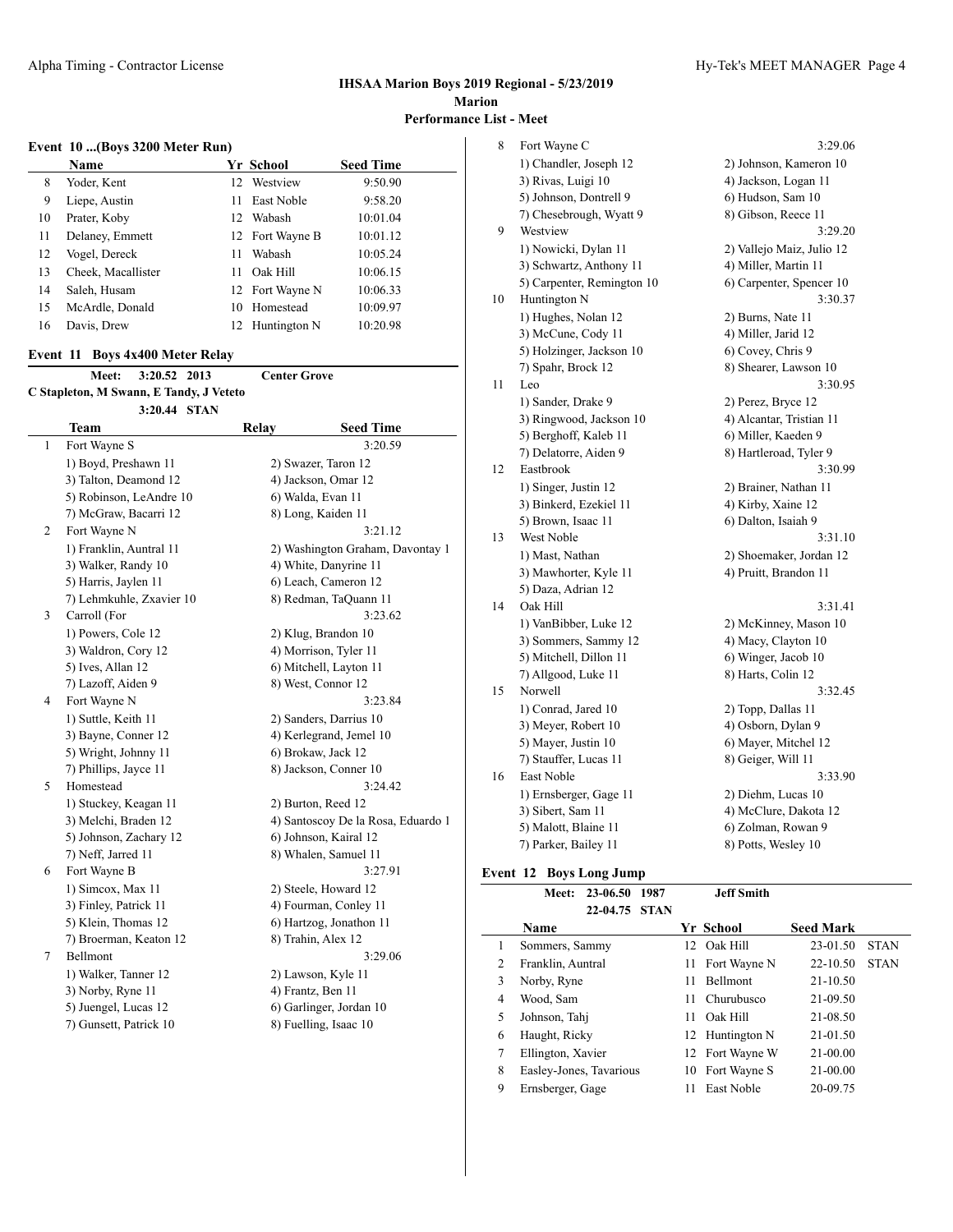## IHSAA Marion Boys 2019 Regional - 5/23/2019

**Marion**

**Performance List - Meet**

### Event 10 ...(Boys 3200 Meter Run)

| | Name | Yr | School | Seed Time |
|---|---|---|---|---|
| 8 | Yoder, Kent | 12 | Westview | 9:50.90 |
| 9 | Liepe, Austin | 11 | East Noble | 9:58.20 |
| 10 | Prater, Koby | 12 | Wabash | 10:01.04 |
| 11 | Delaney, Emmett | 12 | Fort Wayne B | 10:01.12 |
| 12 | Vogel, Dereck | 11 | Wabash | 10:05.24 |
| 13 | Cheek, Macallister | 11 | Oak Hill | 10:06.15 |
| 14 | Saleh, Husam | 12 | Fort Wayne N | 10:06.33 |
| 15 | McArdle, Donald | 10 | Homestead | 10:09.97 |
| 16 | Davis, Drew | 12 | Huntington N | 10:20.98 |

### Event 11 Boys 4x400 Meter Relay

Meet: 3:20.52 2013 Center Grove
C Stapleton, M Swann, E Tandy, J Veteto
3:20.44 STAN

| | Team | Relay | Seed Time |
|---|---|---|---|
| 1 | Fort Wayne S | | 3:20.59 |
| | 1) Boyd, Preshawn 11 | 2) Swazer, Taron 12 | |
| | 3) Talton, Deamond 12 | 4) Jackson, Omar 12 | |
| | 5) Robinson, LeAndre 10 | 6) Walda, Evan 11 | |
| | 7) McGraw, Bacarri 12 | 8) Long, Kaiden 11 | |
| 2 | Fort Wayne N | | 3:21.12 |
| | 1) Franklin, Auntral 11 | 2) Washington Graham, Davontay 1 | |
| | 3) Walker, Randy 10 | 4) White, Danyrine 11 | |
| | 5) Harris, Jaylen 11 | 6) Leach, Cameron 12 | |
| | 7) Lehmkuhle, Zxavier 10 | 8) Redman, TaQuann 11 | |
| 3 | Carroll (For | | 3:23.62 |
| | 1) Powers, Cole 12 | 2) Klug, Brandon 10 | |
| | 3) Waldron, Cory 12 | 4) Morrison, Tyler 11 | |
| | 5) Ives, Allan 12 | 6) Mitchell, Layton 11 | |
| | 7) Lazoff, Aiden 9 | 8) West, Connor 12 | |
| 4 | Fort Wayne N | | 3:23.84 |
| | 1) Suttle, Keith 11 | 2) Sanders, Darrius 10 | |
| | 3) Bayne, Conner 12 | 4) Kerlegrand, Jemel 10 | |
| | 5) Wright, Johnny 11 | 6) Brokaw, Jack 12 | |
| | 7) Phillips, Jayce 11 | 8) Jackson, Conner 10 | |
| 5 | Homestead | | 3:24.42 |
| | 1) Stuckey, Keagan 11 | 2) Burton, Reed 12 | |
| | 3) Melchi, Braden 12 | 4) Santoscoy De la Rosa, Eduardo 1 | |
| | 5) Johnson, Zachary 12 | 6) Johnson, Kairal 12 | |
| | 7) Neff, Jarred 11 | 8) Whalen, Samuel 11 | |
| 6 | Fort Wayne B | | 3:27.91 |
| | 1) Simcox, Max 11 | 2) Steele, Howard 12 | |
| | 3) Finley, Patrick 11 | 4) Fourman, Conley 11 | |
| | 5) Klein, Thomas 12 | 6) Hartzog, Jonathon 11 | |
| | 7) Broerman, Keaton 12 | 8) Trahin, Alex 12 | |
| 7 | Bellmont | | 3:29.06 |
| | 1) Walker, Tanner 12 | 2) Lawson, Kyle 11 | |
| | 3) Norby, Ryne 11 | 4) Frantz, Ben 11 | |
| | 5) Juengel, Lucas 12 | 6) Garlinger, Jordan 10 | |
| | 7) Gunsett, Patrick 10 | 8) Fuelling, Isaac 10 | |
| 8 | Fort Wayne C | | 3:29.06 |
| | 1) Chandler, Joseph 12 | 2) Johnson, Kameron 10 | |
| | 3) Rivas, Luigi 10 | 4) Jackson, Logan 11 | |
| | 5) Johnson, Dontrell 9 | 6) Hudson, Sam 10 | |
| | 7) Chesebrough, Wyatt 9 | 8) Gibson, Reece 11 | |
| 9 | Westview | | 3:29.20 |
| | 1) Nowicki, Dylan 11 | 2) Vallejo Maiz, Julio 12 | |
| | 3) Schwartz, Anthony 11 | 4) Miller, Martin 11 | |
| | 5) Carpenter, Remington 10 | 6) Carpenter, Spencer 10 | |
| 10 | Huntington N | | 3:30.37 |
| | 1) Hughes, Nolan 12 | 2) Burns, Nate 11 | |
| | 3) McCune, Cody 11 | 4) Miller, Jarid 12 | |
| | 5) Holzinger, Jackson 10 | 6) Covey, Chris 9 | |
| | 7) Spahr, Brock 12 | 8) Shearer, Lawson 10 | |
| 11 | Leo | | 3:30.95 |
| | 1) Sander, Drake 9 | 2) Perez, Bryce 12 | |
| | 3) Ringwood, Jackson 10 | 4) Alcantar, Tristian 11 | |
| | 5) Berghoff, Kaleb 11 | 6) Miller, Kaeden 9 | |
| | 7) Delatorre, Aiden 9 | 8) Hartleroad, Tyler 9 | |
| 12 | Eastbrook | | 3:30.99 |
| | 1) Singer, Justin 12 | 2) Brainer, Nathan 11 | |
| | 3) Binkerd, Ezekiel 11 | 4) Kirby, Xaine 12 | |
| | 5) Brown, Isaac 11 | 6) Dalton, Isaiah 9 | |
| 13 | West Noble | | 3:31.10 |
| | 1) Mast, Nathan | 2) Shoemaker, Jordan 12 | |
| | 3) Mawhorter, Kyle 11 | 4) Pruitt, Brandon 11 | |
| | 5) Daza, Adrian 12 | | |
| 14 | Oak Hill | | 3:31.41 |
| | 1) VanBibber, Luke 12 | 2) McKinney, Mason 10 | |
| | 3) Sommers, Sammy 12 | 4) Macy, Clayton 10 | |
| | 5) Mitchell, Dillon 11 | 6) Winger, Jacob 10 | |
| | 7) Allgood, Luke 11 | 8) Harts, Colin 12 | |
| 15 | Norwell | | 3:32.45 |
| | 1) Conrad, Jared 10 | 2) Topp, Dallas 11 | |
| | 3) Meyer, Robert 10 | 4) Osborn, Dylan 9 | |
| | 5) Mayer, Justin 10 | 6) Mayer, Mitchel 12 | |
| | 7) Stauffer, Lucas 11 | 8) Geiger, Will 11 | |
| 16 | East Noble | | 3:33.90 |
| | 1) Ernsberger, Gage 11 | 2) Diehm, Lucas 10 | |
| | 3) Sibert, Sam 11 | 4) McClure, Dakota 12 | |
| | 5) Malott, Blaine 11 | 6) Zolman, Rowan 9 | |
| | 7) Parker, Bailey 11 | 8) Potts, Wesley 10 | |

### Event 12 Boys Long Jump

Meet: 23-06.50 1987 Jeff Smith
22-04.75 STAN

| | Name | Yr | School | Seed Mark | |
|---|---|---|---|---|---|
| 1 | Sommers, Sammy | 12 | Oak Hill | 23-01.50 | STAN |
| 2 | Franklin, Auntral | 11 | Fort Wayne N | 22-10.50 | STAN |
| 3 | Norby, Ryne | 11 | Bellmont | 21-10.50 | |
| 4 | Wood, Sam | 11 | Churubusco | 21-09.50 | |
| 5 | Johnson, Tahj | 11 | Oak Hill | 21-08.50 | |
| 6 | Haught, Ricky | 12 | Huntington N | 21-01.50 | |
| 7 | Ellington, Xavier | 12 | Fort Wayne W | 21-00.00 | |
| 8 | Easley-Jones, Tavarious | 10 | Fort Wayne S | 21-00.00 | |
| 9 | Ernsberger, Gage | 11 | East Noble | 20-09.75 | |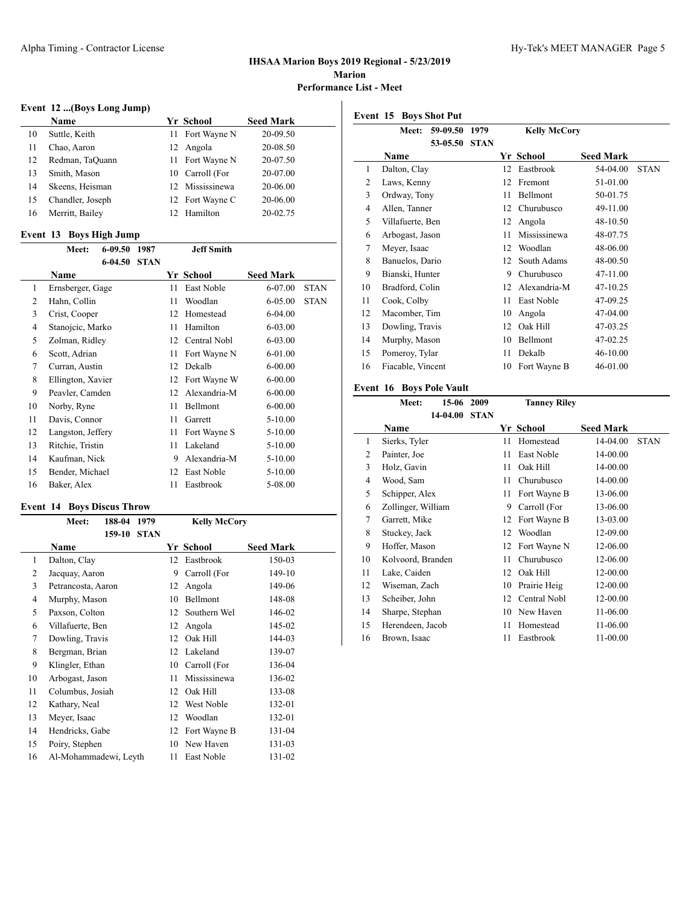## IHSAA Marion Boys 2019 Regional - 5/23/2019

**Marion**

**Performance List - Meet**

### Event 12 ...(Boys Long Jump)

| | Name | Yr | School | Seed Mark | |
|---|---|---|---|---|---|
| 10 | Suttle, Keith | 11 | Fort Wayne N | 20-09.50 | |
| 11 | Chao, Aaron | 12 | Angola | 20-08.50 | |
| 12 | Redman, TaQuann | 11 | Fort Wayne N | 20-07.50 | |
| 13 | Smith, Mason | 10 | Carroll (For | 20-07.00 | |
| 14 | Skeens, Heisman | 12 | Mississinewa | 20-06.00 | |
| 15 | Chandler, Joseph | 12 | Fort Wayne C | 20-06.00 | |
| 16 | Merritt, Bailey | 12 | Hamilton | 20-02.75 | |

### Event 13 Boys High Jump

Meet: 6-09.50 1987 Jeff Smith
6-04.50 STAN

| | Name | Yr | School | Seed Mark | |
|---|---|---|---|---|---|
| 1 | Ernsberger, Gage | 11 | East Noble | 6-07.00 | STAN |
| 2 | Hahn, Collin | 11 | Woodlan | 6-05.00 | STAN |
| 3 | Crist, Cooper | 12 | Homestead | 6-04.00 | |
| 4 | Stanojcic, Marko | 11 | Hamilton | 6-03.00 | |
| 5 | Zolman, Ridley | 12 | Central Nobl | 6-03.00 | |
| 6 | Scott, Adrian | 11 | Fort Wayne N | 6-01.00 | |
| 7 | Curran, Austin | 12 | Dekalb | 6-00.00 | |
| 8 | Ellington, Xavier | 12 | Fort Wayne W | 6-00.00 | |
| 9 | Peavler, Camden | 12 | Alexandria-M | 6-00.00 | |
| 10 | Norby, Ryne | 11 | Bellmont | 6-00.00 | |
| 11 | Davis, Connor | 11 | Garrett | 5-10.00 | |
| 12 | Langston, Jeffery | 11 | Fort Wayne S | 5-10.00 | |
| 13 | Ritchie, Tristin | 11 | Lakeland | 5-10.00 | |
| 14 | Kaufman, Nick | 9 | Alexandria-M | 5-10.00 | |
| 15 | Bender, Michael | 12 | East Noble | 5-10.00 | |
| 16 | Baker, Alex | 11 | Eastbrook | 5-08.00 | |

### Event 14 Boys Discus Throw

Meet: 188-04 1979 Kelly McCory
159-10 STAN

| | Name | Yr | School | Seed Mark |
|---|---|---|---|---|
| 1 | Dalton, Clay | 12 | Eastbrook | 150-03 |
| 2 | Jacquay, Aaron | 9 | Carroll (For | 149-10 |
| 3 | Petrancosta, Aaron | 12 | Angola | 149-06 |
| 4 | Murphy, Mason | 10 | Bellmont | 148-08 |
| 5 | Paxson, Colton | 12 | Southern Wel | 146-02 |
| 6 | Villafuerte, Ben | 12 | Angola | 145-02 |
| 7 | Dowling, Travis | 12 | Oak Hill | 144-03 |
| 8 | Bergman, Brian | 12 | Lakeland | 139-07 |
| 9 | Klingler, Ethan | 10 | Carroll (For | 136-04 |
| 10 | Arbogast, Jason | 11 | Mississinewa | 136-02 |
| 11 | Columbus, Josiah | 12 | Oak Hill | 133-08 |
| 12 | Kathary, Neal | 12 | West Noble | 132-01 |
| 13 | Meyer, Isaac | 12 | Woodlan | 132-01 |
| 14 | Hendricks, Gabe | 12 | Fort Wayne B | 131-04 |
| 15 | Poiry, Stephen | 10 | New Haven | 131-03 |
| 16 | Al-Mohammadewi, Leyth | 11 | East Noble | 131-02 |

### Event 15 Boys Shot Put

Meet: 59-09.50 1979 Kelly McCory
53-05.50 STAN

| | Name | Yr | School | Seed Mark | |
|---|---|---|---|---|---|
| 1 | Dalton, Clay | 12 | Eastbrook | 54-04.00 | STAN |
| 2 | Laws, Kenny | 12 | Fremont | 51-01.00 | |
| 3 | Ordway, Tony | 11 | Bellmont | 50-01.75 | |
| 4 | Allen, Tanner | 12 | Churubusco | 49-11.00 | |
| 5 | Villafuerte, Ben | 12 | Angola | 48-10.50 | |
| 6 | Arbogast, Jason | 11 | Mississinewa | 48-07.75 | |
| 7 | Meyer, Isaac | 12 | Woodlan | 48-06.00 | |
| 8 | Banuelos, Dario | 12 | South Adams | 48-00.50 | |
| 9 | Bianski, Hunter | 9 | Churubusco | 47-11.00 | |
| 10 | Bradford, Colin | 12 | Alexandria-M | 47-10.25 | |
| 11 | Cook, Colby | 11 | East Noble | 47-09.25 | |
| 12 | Macomber, Tim | 10 | Angola | 47-04.00 | |
| 13 | Dowling, Travis | 12 | Oak Hill | 47-03.25 | |
| 14 | Murphy, Mason | 10 | Bellmont | 47-02.25 | |
| 15 | Pomeroy, Tylar | 11 | Dekalb | 46-10.00 | |
| 16 | Fiacable, Vincent | 10 | Fort Wayne B | 46-01.00 | |

### Event 16 Boys Pole Vault

Meet: 15-06 2009 Tanney Riley
14-04.00 STAN

| | Name | Yr | School | Seed Mark | |
|---|---|---|---|---|---|
| 1 | Sierks, Tyler | 11 | Homestead | 14-04.00 | STAN |
| 2 | Painter, Joe | 11 | East Noble | 14-00.00 | |
| 3 | Holz, Gavin | 11 | Oak Hill | 14-00.00 | |
| 4 | Wood, Sam | 11 | Churubusco | 14-00.00 | |
| 5 | Schipper, Alex | 11 | Fort Wayne B | 13-06.00 | |
| 6 | Zollinger, William | 9 | Carroll (For | 13-06.00 | |
| 7 | Garrett, Mike | 12 | Fort Wayne B | 13-03.00 | |
| 8 | Stuckey, Jack | 12 | Woodlan | 12-09.00 | |
| 9 | Hoffer, Mason | 12 | Fort Wayne N | 12-06.00 | |
| 10 | Kolvoord, Branden | 11 | Churubusco | 12-06.00 | |
| 11 | Lake, Caiden | 12 | Oak Hill | 12-00.00 | |
| 12 | Wiseman, Zach | 10 | Prairie Heig | 12-00.00 | |
| 13 | Scheiber, John | 12 | Central Nobl | 12-00.00 | |
| 14 | Sharpe, Stephan | 10 | New Haven | 11-06.00 | |
| 15 | Herendeen, Jacob | 11 | Homestead | 11-06.00 | |
| 16 | Brown, Isaac | 11 | Eastbrook | 11-00.00 | |